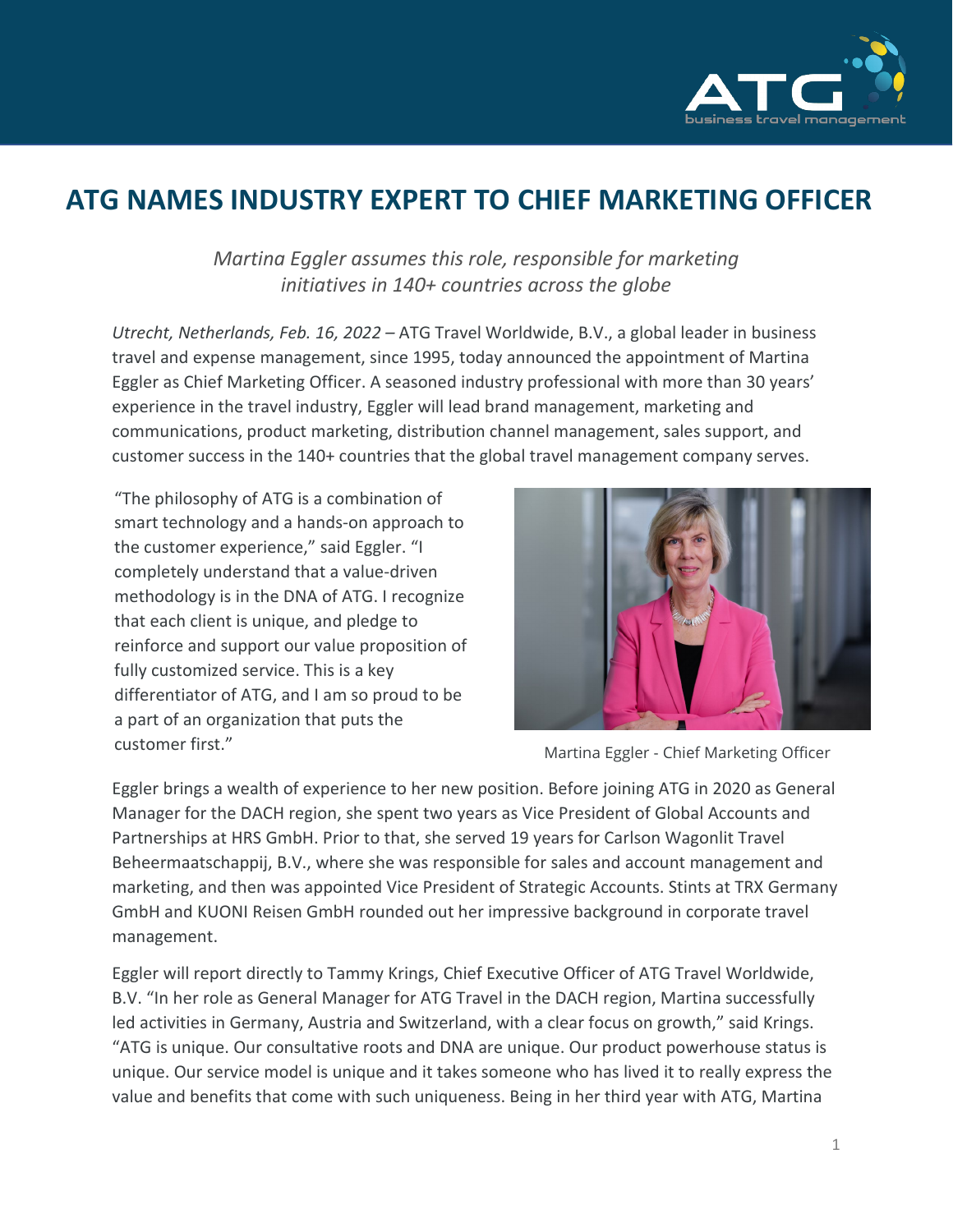# ATG NAMES INDUSTRY EXPERT TO CHIEF MARKETING OFFICER

*Martina Eggler assumes this role, responsible for marketing initiatives in 140+ countries across the globe*

*Utrecht, Netherlands, Feb. 16, 2022* – ATG Travel Worldwide, B.V., a global leader in business travel and expense management, since 1995, today announced the appointment of Martina Eggler as Chief Marketing Officer. A seasoned industry professional with more than 30 years' experience in the travel industry, Eggler will lead brand management, marketing and communications, product marketing, distribution channel management, sales support, and customer success in the 140+ countries that the global travel management company serves.

"The philosophy of ATG is a combination of smart technology and a hands-on approach to the customer experience," said Eggler. "I completely understand that a value-driven methodology is in the DNA of ATG. I recognize that each client is unique, and pledge to reinforce and support our value proposition of fully customized service. This is a key differentiator of ATG, and I am so proud to be a part of an organization that puts the customer first."

Martina Eggler - Chief Marketing Officer

Eggler brings a wealth of experience to her new position. Before joining ATG in 2020 as General Manager for the DACH region, she spent two years as Vice President of Global Accounts and Partnerships at HRS GmbH. Prior to that, she served 19 years for Carlson Wagonlit Travel Beheermaatschappij, B.V., where she was responsible for sales and account management and marketing, and then was appointed Vice President of Strategic Accounts. Stints at TRX Germany GmbH and KUONI Reisen GmbH rounded out her impressive background in corporate travel management.

Eggler will report directly to Tammy Krings, Chief Executive Officer of ATG Travel Worldwide, B.V. "In her role as General Manager for ATG Travel in the DACH region, Martina successfully led activities in Germany, Austria and Switzerland, with a clear focus on growth," said Krings. "ATG is unique. Our consultative roots and DNA are unique. Our product powerhouse status is unique. Our service model is unique and it takes someone who has lived it to really express the value and benefits that come with such uniqueness. Being in her third year with ATG, Martina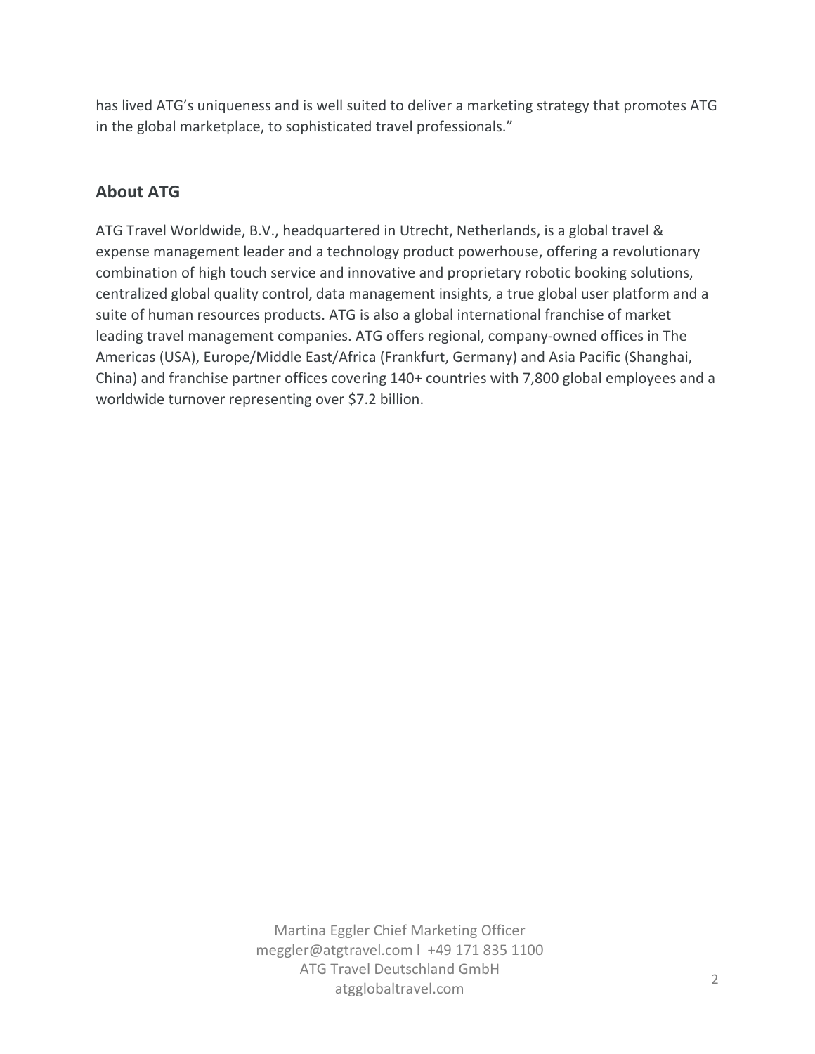has lived ATG's uniqueness and is well suited to deliver a marketing strategy that promotes ATG in the global marketplace, to sophisticated travel professionals."

## About ATG

ATG Travel Worldwide, B.V., headquartered in Utrecht, Netherlands, is a global travel & expense management leader and a technology product powerhouse, offering a revolutionary combination of high touch service and innovative and proprietary robotic booking solutions, centralized global quality control, data management insights, a true global user platform and a suite of human resources products. ATG is also a global international franchise of market leading travel management companies. ATG offers regional, company-owned offices in The Americas (USA), Europe/Middle East/Africa (Frankfurt, Germany) and Asia Pacific (Shanghai, China) and franchise partner offices covering 140+ countries with 7,800 global employees and a worldwide turnover representing over $7.2 billion.

Martina Eggler Chief Marketing Officer
meggler@atgtravel.com l +49 171 835 1100
ATG Travel Deutschland GmbH
atgglobaltravel.com